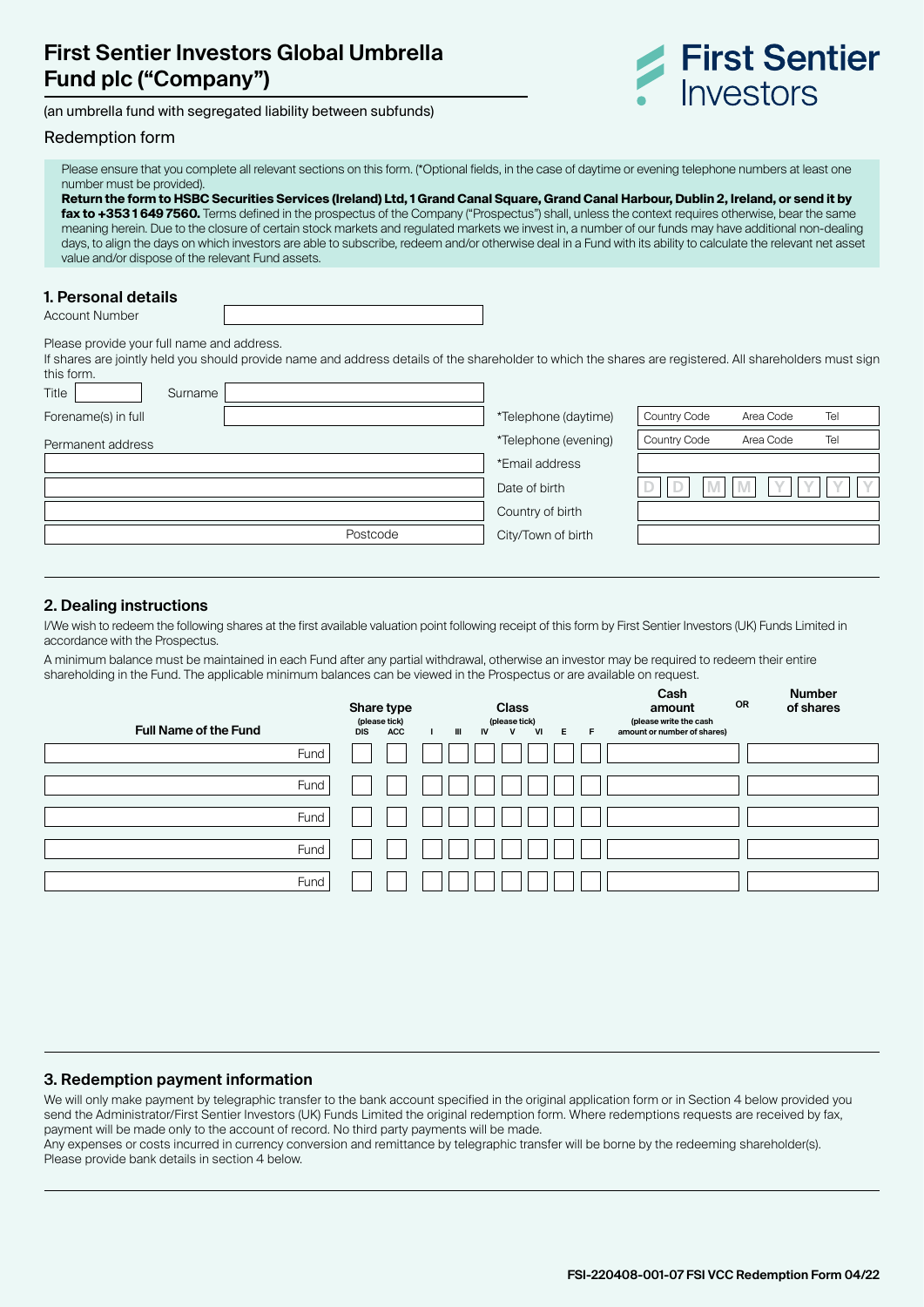# First Sentier Investors Global Umbrella Fund plc ("Company")

(an umbrella fund with segregated liability between subfunds)

Redemption form

Please ensure that you complete all relevant sections on this form. (*Optional fields, in the case of daytime or evening telephone numbers at least one number must be provided).
**Return the form to HSBC Securities Services (Ireland) Ltd, 1 Grand Canal Square, Grand Canal Harbour, Dublin 2, Ireland, or send it by fax to +353 1 649 7560.** Terms defined in the prospectus of the Company ("Prospectus") shall, unless the context requires otherwise, bear the same meaning herein. Due to the closure of certain stock markets and regulated markets we invest in, a number of our funds may have additional non-dealing days, to align the days on which investors are able to subscribe, redeem and/or otherwise deal in a Fund with its ability to calculate the relevant net asset value and/or dispose of the relevant Fund assets.

## 1. Personal details

Account Number

Please provide your full name and address.
If shares are jointly held you should provide name and address details of the shareholder to which the shares are registered. All shareholders must sign this form.

| | | | |
|---|---|---|---|
| Title | Surname | | |
| Forename(s) in full | | *Telephone (daytime) | Country Code / Area Code / Tel |
| Permanent address | | *Telephone (evening) | Country Code / Area Code / Tel |
| | | *Email address | |
| | | Date of birth | D D M M Y Y Y Y |
| | | Country of birth | |
| Postcode | | City/Town of birth | |

## 2. Dealing instructions

I/We wish to redeem the following shares at the first available valuation point following receipt of this form by First Sentier Investors (UK) Funds Limited in accordance with the Prospectus.

A minimum balance must be maintained in each Fund after any partial withdrawal, otherwise an investor may be required to redeem their entire shareholding in the Fund. The applicable minimum balances can be viewed in the Prospectus or are available on request.

| Full Name of the Fund | Share type (please tick) DIS | ACC | Class (please tick) I | III | IV | V | VI | E | F | Cash amount (please write the cash amount or number of shares) | OR | Number of shares |
|---|---|---|---|---|---|---|---|---|---|---|---|---|
| Fund | | | | | | | | | | | | |
| Fund | | | | | | | | | | | | |
| Fund | | | | | | | | | | | | |
| Fund | | | | | | | | | | | | |
| Fund | | | | | | | | | | | | |

## 3. Redemption payment information

We will only make payment by telegraphic transfer to the bank account specified in the original application form or in Section 4 below provided you send the Administrator/First Sentier Investors (UK) Funds Limited the original redemption form. Where redemptions requests are received by fax, payment will be made only to the account of record. No third party payments will be made.
Any expenses or costs incurred in currency conversion and remittance by telegraphic transfer will be borne by the redeeming shareholder(s).
Please provide bank details in section 4 below.

FSI-220408-001-07 FSI VCC Redemption Form 04/22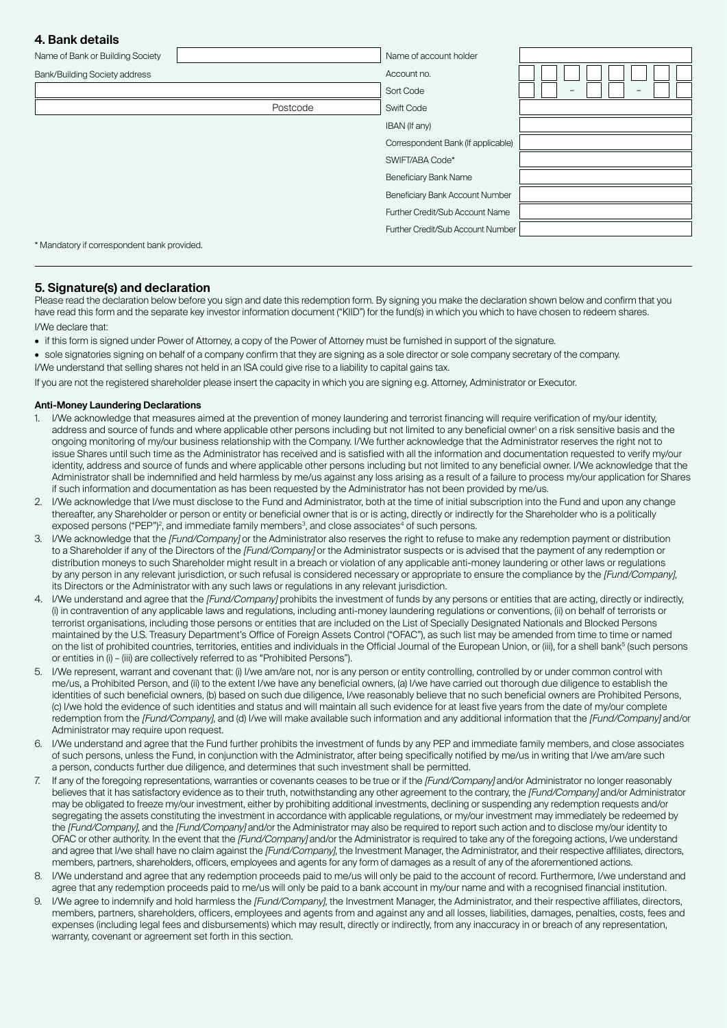## 4. Bank details

| Field | |
|---|---|
| Name of Bank or Building Society | |
| Bank/Building Society address | |
| | |
| Postcode | |

| Field | |
|---|---|
| Name of account holder | |
| Account no. | |
| Sort Code | – – |
| Swift Code | |
| IBAN (If any) | |
| Correspondent Bank (If applicable) | |
| SWIFT/ABA Code* | |
| Beneficiary Bank Name | |
| Beneficiary Bank Account Number | |
| Further Credit/Sub Account Name | |
| Further Credit/Sub Account Number | |

\* Mandatory if correspondent bank provided.

## 5. Signature(s) and declaration

Please read the declaration below before you sign and date this redemption form. By signing you make the declaration shown below and confirm that you have read this form and the separate key investor information document ("KIID") for the fund(s) in which you which to have chosen to redeem shares.

I/We declare that:

- if this form is signed under Power of Attorney, a copy of the Power of Attorney must be furnished in support of the signature.
- sole signatories signing on behalf of a company confirm that they are signing as a sole director or sole company secretary of the company.

I/We understand that selling shares not held in an ISA could give rise to a liability to capital gains tax.

If you are not the registered shareholder please insert the capacity in which you are signing e.g. Attorney, Administrator or Executor.

**Anti-Money Laundering Declarations**

1. I/We acknowledge that measures aimed at the prevention of money laundering and terrorist financing will require verification of my/our identity, address and source of funds and where applicable other persons including but not limited to any beneficial owner[1] on a risk sensitive basis and the ongoing monitoring of my/our business relationship with the Company. I/We further acknowledge that the Administrator reserves the right not to issue Shares until such time as the Administrator has received and is satisfied with all the information and documentation requested to verify my/our identity, address and source of funds and where applicable other persons including but not limited to any beneficial owner. I/We acknowledge that the Administrator shall be indemnified and held harmless by me/us against any loss arising as a result of a failure to process my/our application for Shares if such information and documentation as has been requested by the Administrator has not been provided by me/us.
2. I/We acknowledge that I/we must disclose to the Fund and Administrator, both at the time of initial subscription into the Fund and upon any change thereafter, any Shareholder or person or entity or beneficial owner that is or is acting, directly or indirectly for the Shareholder who is a politically exposed persons ("PEP")[2], and immediate family members[3], and close associates[4] of such persons.
3. I/We acknowledge that the *[Fund/Company]* or the Administrator also reserves the right to refuse to make any redemption payment or distribution to a Shareholder if any of the Directors of the *[Fund/Company]* or the Administrator suspects or is advised that the payment of any redemption or distribution moneys to such Shareholder might result in a breach or violation of any applicable anti-money laundering or other laws or regulations by any person in any relevant jurisdiction, or such refusal is considered necessary or appropriate to ensure the compliance by the *[Fund/Company]*, its Directors or the Administrator with any such laws or regulations in any relevant jurisdiction.
4. I/We understand and agree that the *[Fund/Company]* prohibits the investment of funds by any persons or entities that are acting, directly or indirectly, (i) in contravention of any applicable laws and regulations, including anti-money laundering regulations or conventions, (ii) on behalf of terrorists or terrorist organisations, including those persons or entities that are included on the List of Specially Designated Nationals and Blocked Persons maintained by the U.S. Treasury Department's Office of Foreign Assets Control ("OFAC"), as such list may be amended from time to time or named on the list of prohibited countries, territories, entities and individuals in the Official Journal of the European Union, or (iii), for a shell bank[5] (such persons or entities in (i) – (iii) are collectively referred to as "Prohibited Persons").
5. I/We represent, warrant and covenant that: (i) I/we am/are not, nor is any person or entity controlling, controlled by or under common control with me/us, a Prohibited Person, and (ii) to the extent I/we have any beneficial owners, (a) I/we have carried out thorough due diligence to establish the identities of such beneficial owners, (b) based on such due diligence, I/we reasonably believe that no such beneficial owners are Prohibited Persons, (c) I/we hold the evidence of such identities and status and will maintain all such evidence for at least five years from the date of my/our complete redemption from the *[Fund/Company]*, and (d) I/we will make available such information and any additional information that the *[Fund/Company]* and/or Administrator may require upon request.
6. I/We understand and agree that the Fund further prohibits the investment of funds by any PEP and immediate family members, and close associates of such persons, unless the Fund, in conjunction with the Administrator, after being specifically notified by me/us in writing that I/we am/are such a person, conducts further due diligence, and determines that such investment shall be permitted.
7. If any of the foregoing representations, warranties or covenants ceases to be true or if the *[Fund/Company]* and/or Administrator no longer reasonably believes that it has satisfactory evidence as to their truth, notwithstanding any other agreement to the contrary, the *[Fund/Company]* and/or Administrator may be obligated to freeze my/our investment, either by prohibiting additional investments, declining or suspending any redemption requests and/or segregating the assets constituting the investment in accordance with applicable regulations, or my/our investment may immediately be redeemed by the *[Fund/Company]*, and the *[Fund/Company]* and/or the Administrator may also be required to report such action and to disclose my/our identity to OFAC or other authority. In the event that the *[Fund/Company]* and/or the Administrator is required to take any of the foregoing actions, I/we understand and agree that I/we shall have no claim against the *[Fund/Company]*, the Investment Manager, the Administrator, and their respective affiliates, directors, members, partners, shareholders, officers, employees and agents for any form of damages as a result of any of the aforementioned actions.
8. I/We understand and agree that any redemption proceeds paid to me/us will only be paid to the account of record. Furthermore, I/we understand and agree that any redemption proceeds paid to me/us will only be paid to a bank account in my/our name and with a recognised financial institution.
9. I/We agree to indemnify and hold harmless the *[Fund/Company]*, the Investment Manager, the Administrator, and their respective affiliates, directors, members, partners, shareholders, officers, employees and agents from and against any and all losses, liabilities, damages, penalties, costs, fees and expenses (including legal fees and disbursements) which may result, directly or indirectly, from any inaccuracy in or breach of any representation, warranty, covenant or agreement set forth in this section.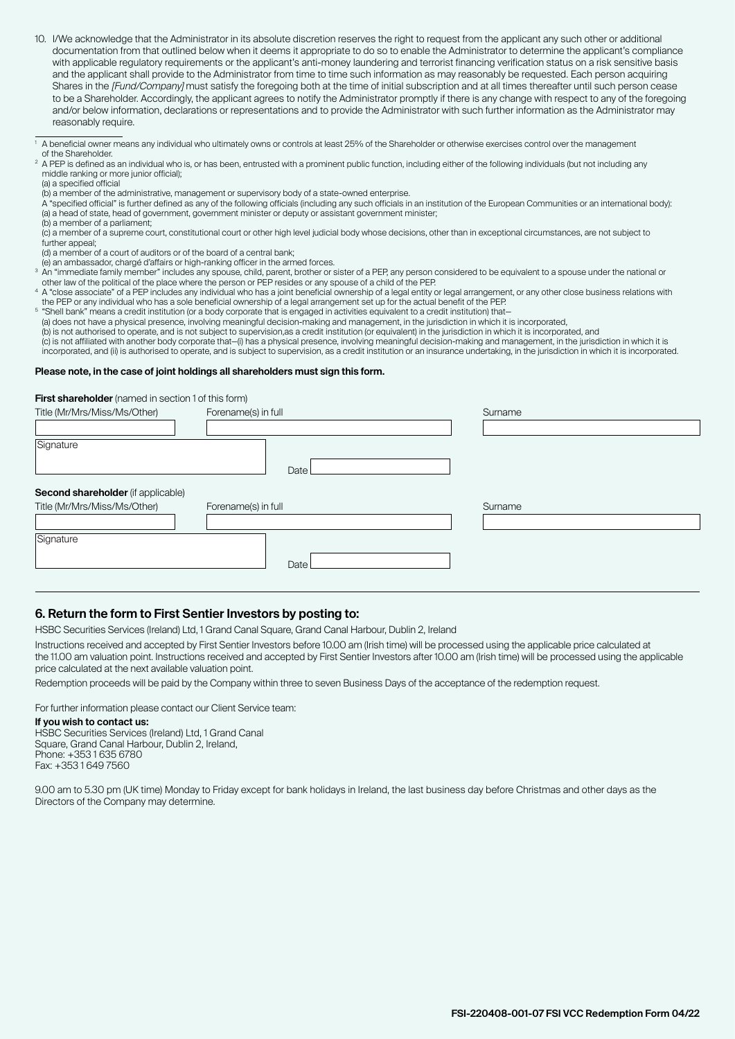10. I/We acknowledge that the Administrator in its absolute discretion reserves the right to request from the applicant any such other or additional documentation from that outlined below when it deems it appropriate to do so to enable the Administrator to determine the applicant's compliance with applicable regulatory requirements or the applicant's anti-money laundering and terrorist financing verification status on a risk sensitive basis and the applicant shall provide to the Administrator from time to time such information as may reasonably be requested. Each person acquiring Shares in the *[Fund/Company]* must satisfy the foregoing both at the time of initial subscription and at all times thereafter until such person cease to be a Shareholder. Accordingly, the applicant agrees to notify the Administrator promptly if there is any change with respect to any of the foregoing and/or below information, declarations or representations and to provide the Administrator with such further information as the Administrator may reasonably require.

---

[1] A beneficial owner means any individual who ultimately owns or controls at least 25% of the Shareholder or otherwise exercises control over the management of the Shareholder.

[2] A PEP is defined as an individual who is, or has been, entrusted with a prominent public function, including either of the following individuals (but not including any middle ranking or more junior official);
(a) a specified official
(b) a member of the administrative, management or supervisory body of a state-owned enterprise.
A "specified official" is further defined as any of the following officials (including any such officials in an institution of the European Communities or an international body):
(a) a head of state, head of government, government minister or deputy or assistant government minister;
(b) a member of a parliament;
(c) a member of a supreme court, constitutional court or other high level judicial body whose decisions, other than in exceptional circumstances, are not subject to further appeal;
(d) a member of a court of auditors or of the board of a central bank;
(e) an ambassador, chargé d'affairs or high-ranking officer in the armed forces.

[3] An "immediate family member" includes any spouse, child, parent, brother or sister of a PEP, any person considered to be equivalent to a spouse under the national or other law of the political of the place where the person or PEP resides or any spouse of a child of the PEP.

[4] A "close associate" of a PEP includes any individual who has a joint beneficial ownership of a legal entity or legal arrangement, or any other close business relations with the PEP or any individual who has a sole beneficial ownership of a legal arrangement set up for the actual benefit of the PEP.

[5] "Shell bank" means a credit institution (or a body corporate that is engaged in activities equivalent to a credit institution) that—
(a) does not have a physical presence, involving meaningful decision-making and management, in the jurisdiction in which it is incorporated,
(b) is not authorised to operate, and is not subject to supervision,as a credit institution (or equivalent) in the jurisdiction in which it is incorporated, and
(c) is not affiliated with another body corporate that—(i) has a physical presence, involving meaningful decision-making and management, in the jurisdiction in which it is incorporated, and (ii) is authorised to operate, and is subject to supervision, as a credit institution or an insurance undertaking, in the jurisdiction in which it is incorporated.

**Please note, in the case of joint holdings all shareholders must sign this form.**

**First shareholder** (named in section 1 of this form)

Title (Mr/Mrs/Miss/Ms/Other) | Forename(s) in full | Surname

Signature

Date

**Second shareholder** (if applicable)

Title (Mr/Mrs/Miss/Ms/Other) | Forename(s) in full | Surname

Signature

Date

## 6. Return the form to First Sentier Investors by posting to:

HSBC Securities Services (Ireland) Ltd, 1 Grand Canal Square, Grand Canal Harbour, Dublin 2, Ireland

Instructions received and accepted by First Sentier Investors before 10.00 am (Irish time) will be processed using the applicable price calculated at the 11.00 am valuation point. Instructions received and accepted by First Sentier Investors after 10.00 am (Irish time) will be processed using the applicable price calculated at the next available valuation point.

Redemption proceeds will be paid by the Company within three to seven Business Days of the acceptance of the redemption request.

For further information please contact our Client Service team:

**If you wish to contact us:**
HSBC Securities Services (Ireland) Ltd, 1 Grand Canal Square, Grand Canal Harbour, Dublin 2, Ireland,
Phone: +353 1 635 6780
Fax: +353 1 649 7560

9.00 am to 5.30 pm (UK time) Monday to Friday except for bank holidays in Ireland, the last business day before Christmas and other days as the Directors of the Company may determine.

**FSI-220408-001-07 FSI VCC Redemption Form 04/22**